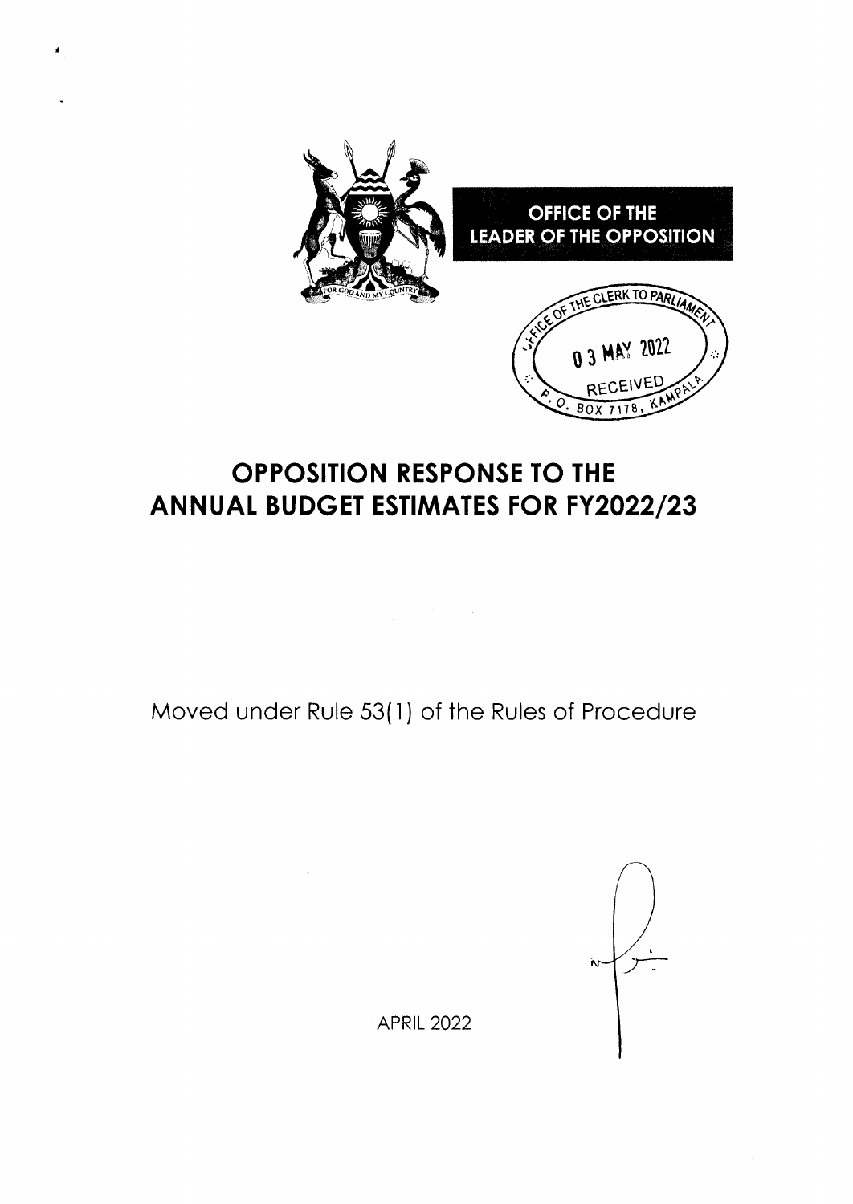**OFFICE OF THE LEADER OF THE OPPOSITION**

OFFICE OF THE CLERK TO PARLIAMENT
03 MAY 2022
RECEIVED
P.O. BOX 7178, KAMPALA

# OPPOSITION RESPONSE TO THE ANNUAL BUDGET ESTIMATES FOR FY2022/23

Moved under Rule 53(1) of the Rules of Procedure

APRIL 2022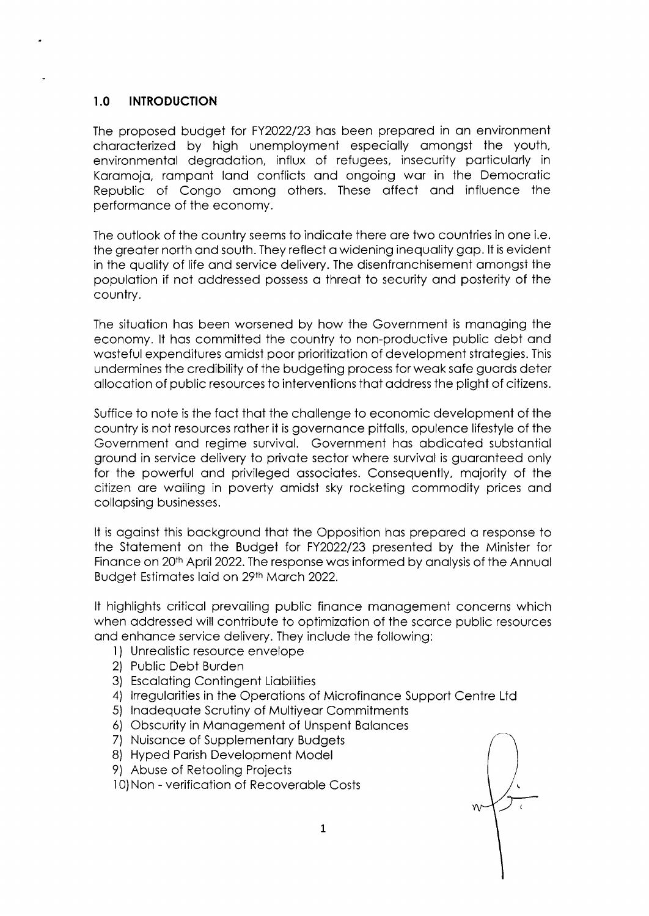## 1.0 INTRODUCTION

The proposed budget for FY2022/23 has been prepared in an environment characterized by high unemployment especially amongst the youth, environmental degradation, influx of refugees, insecurity particularly in Karamoja, rampant land conflicts and ongoing war in the Democratic Republic of Congo among others. These affect and influence the performance of the economy.

The outlook of the country seems to indicate there are two countries in one i.e. the greater north and south. They reflect a widening inequality gap. It is evident in the quality of life and service delivery. The disenfranchisement amongst the population if not addressed possess a threat to security and posterity of the country.

The situation has been worsened by how the Government is managing the economy. It has committed the country to non-productive public debt and wasteful expenditures amidst poor prioritization of development strategies. This undermines the credibility of the budgeting process for weak safe guards deter allocation of public resources to interventions that address the plight of citizens.

Suffice to note is the fact that the challenge to economic development of the country is not resources rather it is governance pitfalls, opulence lifestyle of the Government and regime survival. Government has abdicated substantial ground in service delivery to private sector where survival is guaranteed only for the powerful and privileged associates. Consequently, majority of the citizen are wailing in poverty amidst sky rocketing commodity prices and collapsing businesses.

It is against this background that the Opposition has prepared a response to the Statement on the Budget for FY2022/23 presented by the Minister for Finance on 20th April 2022. The response was informed by analysis of the Annual Budget Estimates laid on 29th March 2022.

It highlights critical prevailing public finance management concerns which when addressed will contribute to optimization of the scarce public resources and enhance service delivery. They include the following:

1) Unrealistic resource envelope
2) Public Debt Burden
3) Escalating Contingent Liabilities
4) Irregularities in the Operations of Microfinance Support Centre Ltd
5) Inadequate Scrutiny of Multiyear Commitments
6) Obscurity in Management of Unspent Balances
7) Nuisance of Supplementary Budgets
8) Hyped Parish Development Model
9) Abuse of Retooling Projects
10) Non - verification of Recoverable Costs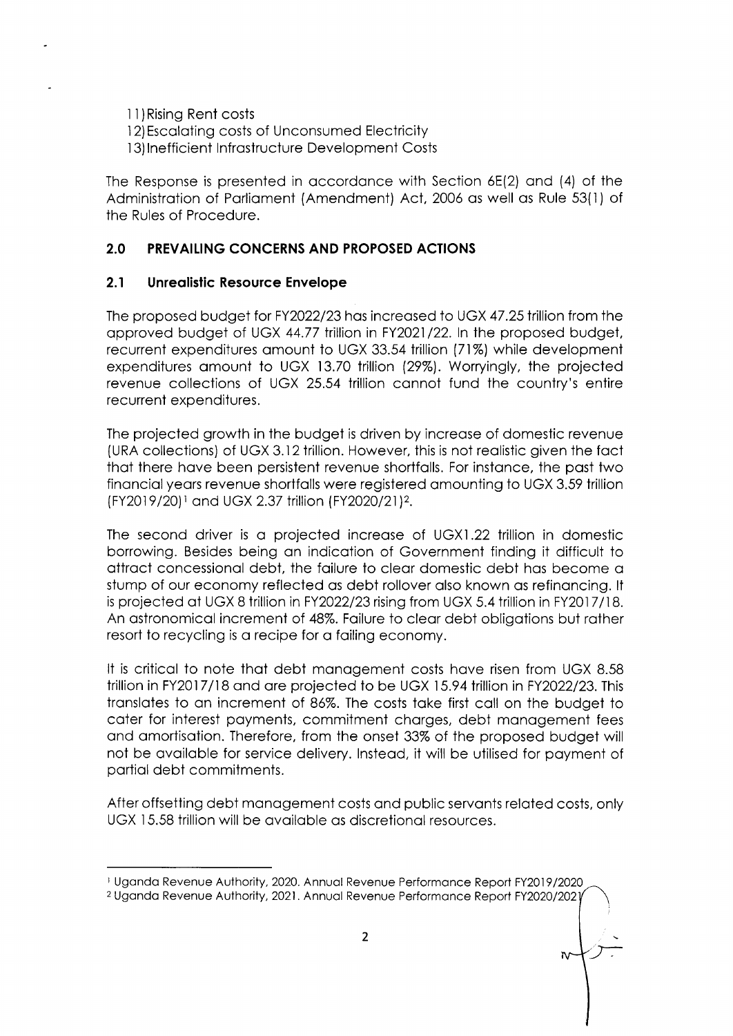11) Rising Rent costs
12) Escalating costs of Unconsumed Electricity
13) Inefficient Infrastructure Development Costs

The Response is presented in accordance with Section 6E(2) and (4) of the Administration of Parliament (Amendment) Act, 2006 as well as Rule 53(1) of the Rules of Procedure.

## 2.0 PREVAILING CONCERNS AND PROPOSED ACTIONS

### 2.1 Unrealistic Resource Envelope

The proposed budget for FY2022/23 has increased to UGX 47.25 trillion from the approved budget of UGX 44.77 trillion in FY2021/22. In the proposed budget, recurrent expenditures amount to UGX 33.54 trillion (71%) while development expenditures amount to UGX 13.70 trillion (29%). Worryingly, the projected revenue collections of UGX 25.54 trillion cannot fund the country's entire recurrent expenditures.

The projected growth in the budget is driven by increase of domestic revenue (URA collections) of UGX 3.12 trillion. However, this is not realistic given the fact that there have been persistent revenue shortfalls. For instance, the past two financial years revenue shortfalls were registered amounting to UGX 3.59 trillion (FY2019/20)[1] and UGX 2.37 trillion (FY2020/21)[2].

The second driver is a projected increase of UGX1.22 trillion in domestic borrowing. Besides being an indication of Government finding it difficult to attract concessional debt, the failure to clear domestic debt has become a stump of our economy reflected as debt rollover also known as refinancing. It is projected at UGX 8 trillion in FY2022/23 rising from UGX 5.4 trillion in FY2017/18. An astronomical increment of 48%. Failure to clear debt obligations but rather resort to recycling is a recipe for a failing economy.

It is critical to note that debt management costs have risen from UGX 8.58 trillion in FY2017/18 and are projected to be UGX 15.94 trillion in FY2022/23. This translates to an increment of 86%. The costs take first call on the budget to cater for interest payments, commitment charges, debt management fees and amortisation. Therefore, from the onset 33% of the proposed budget will not be available for service delivery. Instead, it will be utilised for payment of partial debt commitments.

After offsetting debt management costs and public servants related costs, only UGX 15.58 trillion will be available as discretional resources.

---

[1] Uganda Revenue Authority, 2020. Annual Revenue Performance Report FY2019/2020

[2] Uganda Revenue Authority, 2021. Annual Revenue Performance Report FY2020/2021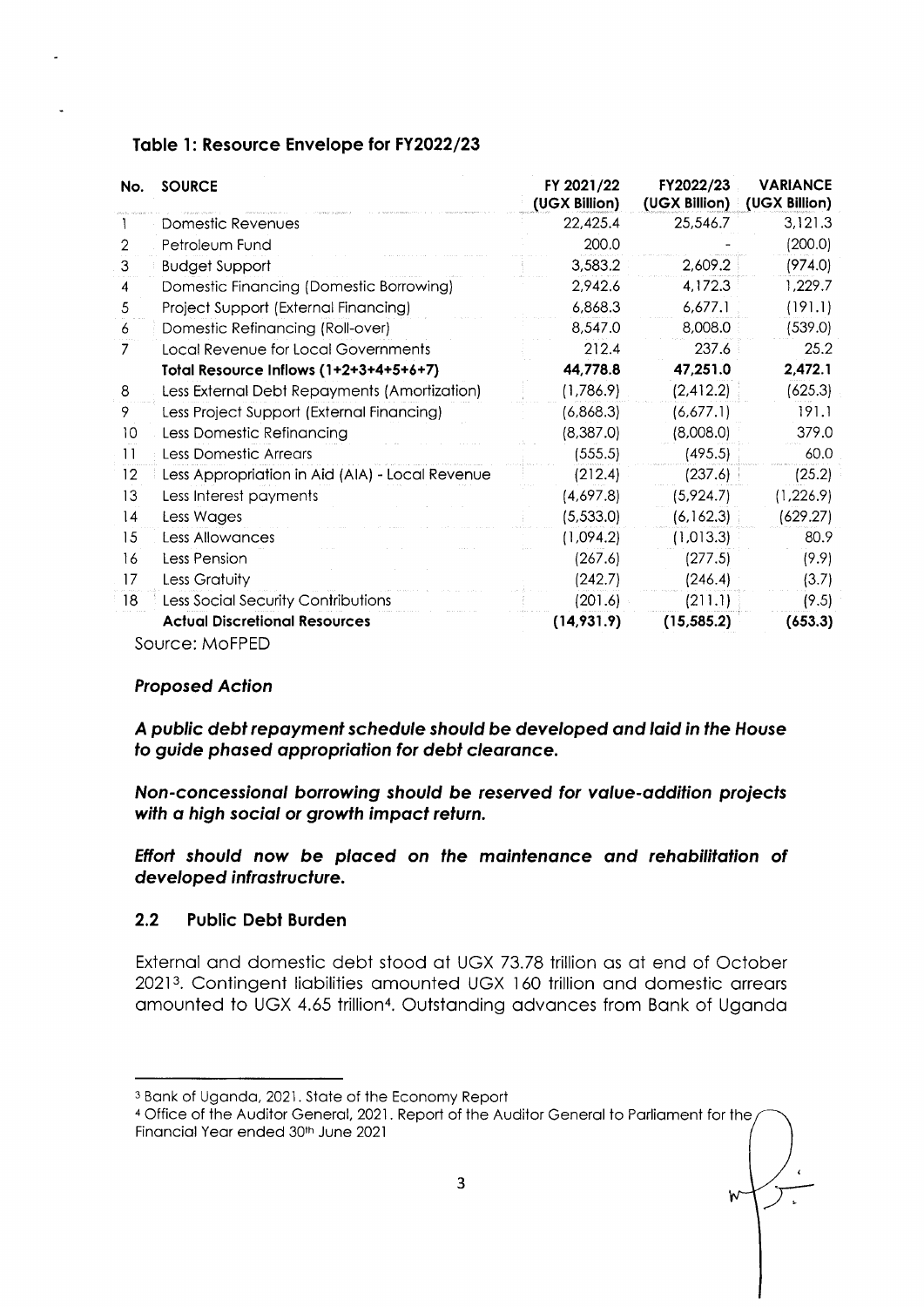### Table 1: Resource Envelope for FY2022/23

| No. | SOURCE | FY 2021/22 (UGX Billion) | FY2022/23 (UGX Billion) | VARIANCE (UGX Billion) |
|---|---|---|---|---|
| 1 | Domestic Revenues | 22,425.4 | 25,546.7 | 3,121.3 |
| 2 | Petroleum Fund | 200.0 | - | (200.0) |
| 3 | Budget Support | 3,583.2 | 2,609.2 | (974.0) |
| 4 | Domestic Financing (Domestic Borrowing) | 2,942.6 | 4,172.3 | 1,229.7 |
| 5 | Project Support (External Financing) | 6,868.3 | 6,677.1 | (191.1) |
| 6 | Domestic Refinancing (Roll-over) | 8,547.0 | 8,008.0 | (539.0) |
| 7 | Local Revenue for Local Governments | 212.4 | 237.6 | 25.2 |
| | **Total Resource Inflows (1+2+3+4+5+6+7)** | **44,778.8** | **47,251.0** | **2,472.1** |
| 8 | Less External Debt Repayments (Amortization) | (1,786.9) | (2,412.2) | (625.3) |
| 9 | Less Project Support (External Financing) | (6,868.3) | (6,677.1) | 191.1 |
| 10 | Less Domestic Refinancing | (8,387.0) | (8,008.0) | 379.0 |
| 11 | Less Domestic Arrears | (555.5) | (495.5) | 60.0 |
| 12 | Less Appropriation in Aid (AIA) - Local Revenue | (212.4) | (237.6) | (25.2) |
| 13 | Less Interest payments | (4,697.8) | (5,924.7) | (1,226.9) |
| 14 | Less Wages | (5,533.0) | (6,162.3) | (629.27) |
| 15 | Less Allowances | (1,094.2) | (1,013.3) | 80.9 |
| 16 | Less Pension | (267.6) | (277.5) | (9.9) |
| 17 | Less Gratuity | (242.7) | (246.4) | (3.7) |
| 18 | Less Social Security Contributions | (201.6) | (211.1) | (9.5) |
| | **Actual Discretional Resources** | **(14,931.9)** | **(15,585.2)** | **(653.3)** |

Source: MoFPED

***Proposed Action***

***A public debt repayment schedule should be developed and laid in the House to guide phased appropriation for debt clearance.***

***Non-concessional borrowing should be reserved for value-addition projects with a high social or growth impact return.***

***Effort should now be placed on the maintenance and rehabilitation of developed infrastructure.***

## 2.2 Public Debt Burden

External and domestic debt stood at UGX 73.78 trillion as at end of October 2021[3]. Contingent liabilities amounted UGX 160 trillion and domestic arrears amounted to UGX 4.65 trillion[4]. Outstanding advances from Bank of Uganda

---

[3] Bank of Uganda, 2021. State of the Economy Report

[4] Office of the Auditor General, 2021. Report of the Auditor General to Parliament for the Financial Year ended 30th June 2021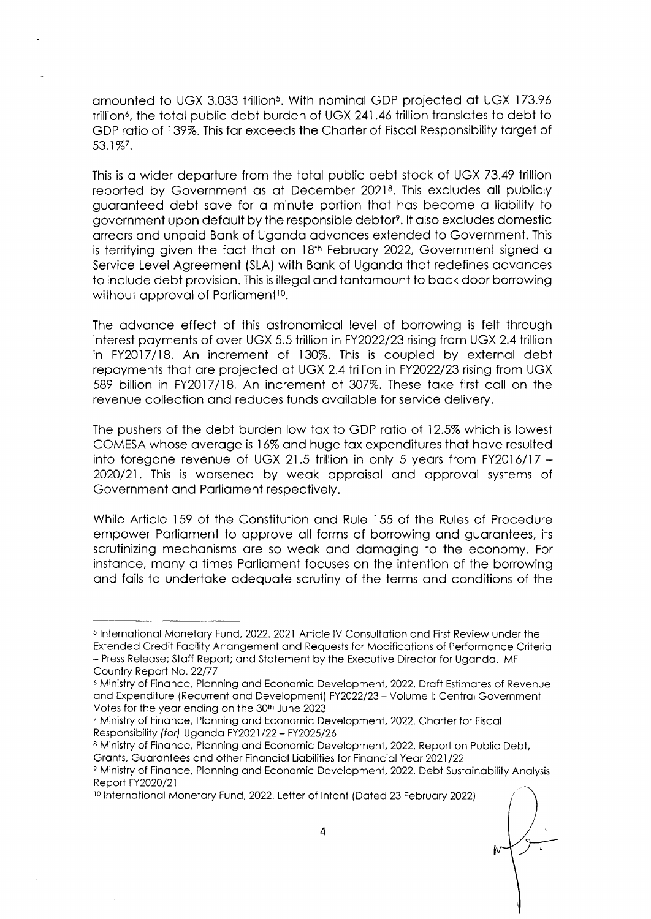amounted to UGX 3.033 trillion[5]. With nominal GDP projected at UGX 173.96 trillion[6], the total public debt burden of UGX 241.46 trillion translates to debt to GDP ratio of 139%. This far exceeds the Charter of Fiscal Responsibility target of 53.1%[7].

This is a wider departure from the total public debt stock of UGX 73.49 trillion reported by Government as at December 2021[8]. This excludes all publicly guaranteed debt save for a minute portion that has become a liability to government upon default by the responsible debtor[9]. It also excludes domestic arrears and unpaid Bank of Uganda advances extended to Government. This is terrifying given the fact that on 18th February 2022, Government signed a Service Level Agreement (SLA) with Bank of Uganda that redefines advances to include debt provision. This is illegal and tantamount to back door borrowing without approval of Parliament[10].

The advance effect of this astronomical level of borrowing is felt through interest payments of over UGX 5.5 trillion in FY2022/23 rising from UGX 2.4 trillion in FY2017/18. An increment of 130%. This is coupled by external debt repayments that are projected at UGX 2.4 trillion in FY2022/23 rising from UGX 589 billion in FY2017/18. An increment of 307%. These take first call on the revenue collection and reduces funds available for service delivery.

The pushers of the debt burden low tax to GDP ratio of 12.5% which is lowest COMESA whose average is 16% and huge tax expenditures that have resulted into foregone revenue of UGX 21.5 trillion in only 5 years from FY2016/17 – 2020/21. This is worsened by weak appraisal and approval systems of Government and Parliament respectively.

While Article 159 of the Constitution and Rule 155 of the Rules of Procedure empower Parliament to approve all forms of borrowing and guarantees, its scrutinizing mechanisms are so weak and damaging to the economy. For instance, many a times Parliament focuses on the intention of the borrowing and fails to undertake adequate scrutiny of the terms and conditions of the

---

[5] International Monetary Fund, 2022. 2021 Article IV Consultation and First Review under the Extended Credit Facility Arrangement and Requests for Modifications of Performance Criteria – Press Release; Staff Report; and Statement by the Executive Director for Uganda. IMF Country Report No. 22/77

[6] Ministry of Finance, Planning and Economic Development, 2022. Draft Estimates of Revenue and Expenditure (Recurrent and Development) FY2022/23 – Volume I: Central Government Votes for the year ending on the 30th June 2023

[7] Ministry of Finance, Planning and Economic Development, 2022. Charter for Fiscal Responsibility *(for)* Uganda FY2021/22 – FY2025/26

[8] Ministry of Finance, Planning and Economic Development, 2022. Report on Public Debt, Grants, Guarantees and other Financial Liabilities for Financial Year 2021/22

[9] Ministry of Finance, Planning and Economic Development, 2022. Debt Sustainability Analysis Report FY2020/21

[10] International Monetary Fund, 2022. Letter of Intent (Dated 23 February 2022)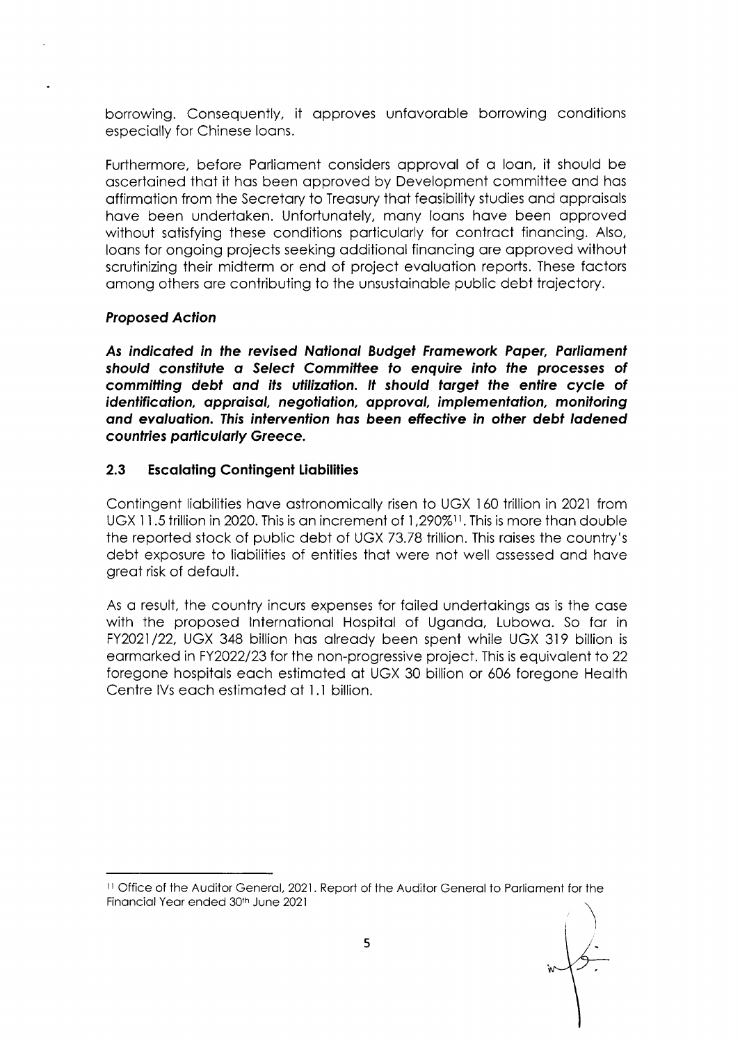borrowing. Consequently, it approves unfavorable borrowing conditions especially for Chinese loans.

Furthermore, before Parliament considers approval of a loan, it should be ascertained that it has been approved by Development committee and has affirmation from the Secretary to Treasury that feasibility studies and appraisals have been undertaken. Unfortunately, many loans have been approved without satisfying these conditions particularly for contract financing. Also, loans for ongoing projects seeking additional financing are approved without scrutinizing their midterm or end of project evaluation reports. These factors among others are contributing to the unsustainable public debt trajectory.

***Proposed Action***

***As indicated in the revised National Budget Framework Paper, Parliament should constitute a Select Committee to enquire into the processes of committing debt and its utilization. It should target the entire cycle of identification, appraisal, negotiation, approval, implementation, monitoring and evaluation. This intervention has been effective in other debt ladened countries particularly Greece.***

### 2.3 Escalating Contingent Liabilities

Contingent liabilities have astronomically risen to UGX 160 trillion in 2021 from UGX 11.5 trillion in 2020. This is an increment of 1,290%[11]. This is more than double the reported stock of public debt of UGX 73.78 trillion. This raises the country's debt exposure to liabilities of entities that were not well assessed and have great risk of default.

As a result, the country incurs expenses for failed undertakings as is the case with the proposed International Hospital of Uganda, Lubowa. So far in FY2021/22, UGX 348 billion has already been spent while UGX 319 billion is earmarked in FY2022/23 for the non-progressive project. This is equivalent to 22 foregone hospitals each estimated at UGX 30 billion or 606 foregone Health Centre IVs each estimated at 1.1 billion.

---

[11] Office of the Auditor General, 2021. Report of the Auditor General to Parliament for the Financial Year ended 30th June 2021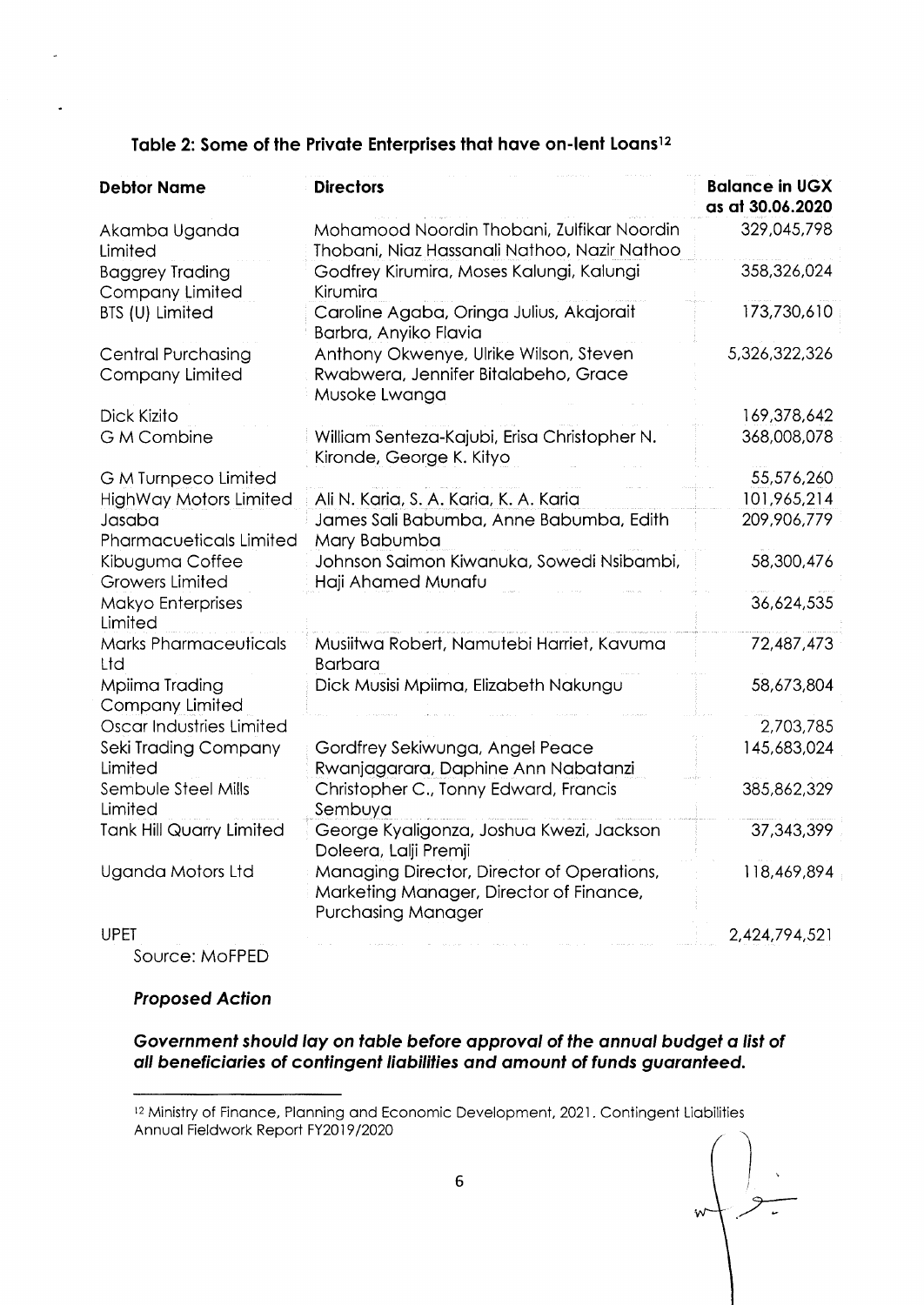**Table 2: Some of the Private Enterprises that have on-lent Loans[12]**

| Debtor Name | Directors | Balance in UGX as at 30.06.2020 |
|---|---|---|
| Akamba Uganda Limited | Mohamood Noordin Thobani, Zulfikar Noordin Thobani, Niaz Hassanali Nathoo, Nazir Nathoo | 329,045,798 |
| Baggrey Trading Company Limited | Godfrey Kirumira, Moses Kalungi, Kalungi Kirumira | 358,326,024 |
| BTS (U) Limited | Caroline Agaba, Oringa Julius, Akajorait Barbra, Anyiko Flavia | 173,730,610 |
| Central Purchasing Company Limited | Anthony Okwenye, Ulrike Wilson, Steven Rwabwera, Jennifer Bitalabeho, Grace Musoke Lwanga | 5,326,322,326 |
| Dick Kizito | | 169,378,642 |
| G M Combine | William Senteza-Kajubi, Erisa Christopher N. Kironde, George K. Kityo | 368,008,078 |
| G M Turnpeco Limited | | 55,576,260 |
| HighWay Motors Limited | Ali N. Karia, S. A. Karia, K. A. Karia | 101,965,214 |
| Jasaba Pharmacueticals Limited | James Sali Babumba, Anne Babumba, Edith Mary Babumba | 209,906,779 |
| Kibuguma Coffee Growers Limited | Johnson Saimon Kiwanuka, Sowedi Nsibambi, Haji Ahamed Munafu | 58,300,476 |
| Makyo Enterprises Limited | | 36,624,535 |
| Marks Pharmaceuticals Ltd | Musiitwa Robert, Namutebi Harriet, Kavuma Barbara | 72,487,473 |
| Mpiima Trading Company Limited | Dick Musisi Mpiima, Elizabeth Nakungu | 58,673,804 |
| Oscar Industries Limited | | 2,703,785 |
| Seki Trading Company Limited | Gordfrey Sekiwunga, Angel Peace Rwanjagarara, Daphine Ann Nabatanzi | 145,683,024 |
| Sembule Steel Mills Limited | Christopher C., Tonny Edward, Francis Sembuya | 385,862,329 |
| Tank Hill Quarry Limited | George Kyaligonza, Joshua Kwezi, Jackson Doleera, Lalji Premji | 37,343,399 |
| Uganda Motors Ltd | Managing Director, Director of Operations, Marketing Manager, Director of Finance, Purchasing Manager | 118,469,894 |
| UPET | | 2,424,794,521 |

Source: MoFPED

***Proposed Action***

***Government should lay on table before approval of the annual budget a list of all beneficiaries of contingent liabilities and amount of funds guaranteed.***

---

[12] Ministry of Finance, Planning and Economic Development, 2021. Contingent Liabilities Annual Fieldwork Report FY2019/2020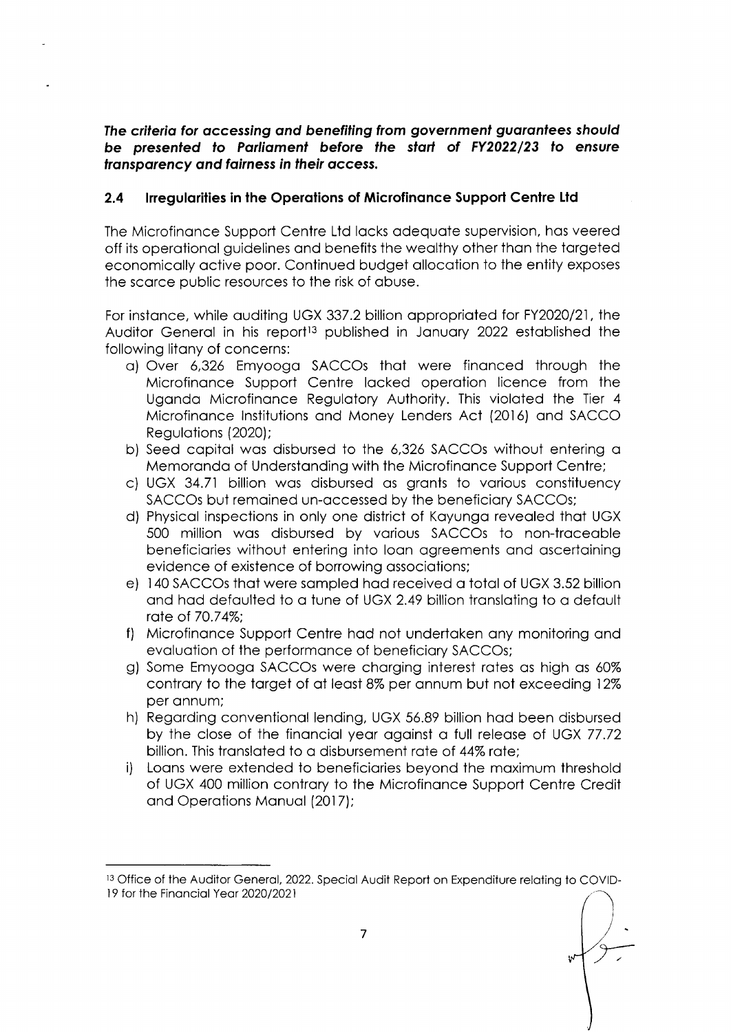***The criteria for accessing and benefiting from government guarantees should be presented to Parliament before the start of FY2022/23 to ensure transparency and fairness in their access.***

## 2.4 Irregularities in the Operations of Microfinance Support Centre Ltd

The Microfinance Support Centre Ltd lacks adequate supervision, has veered off its operational guidelines and benefits the wealthy other than the targeted economically active poor. Continued budget allocation to the entity exposes the scarce public resources to the risk of abuse.

For instance, while auditing UGX 337.2 billion appropriated for FY2020/21, the Auditor General in his report[13] published in January 2022 established the following litany of concerns:

a) Over 6,326 Emyooga SACCOs that were financed through the Microfinance Support Centre lacked operation licence from the Uganda Microfinance Regulatory Authority. This violated the Tier 4 Microfinance Institutions and Money Lenders Act (2016) and SACCO Regulations (2020);

b) Seed capital was disbursed to the 6,326 SACCOs without entering a Memoranda of Understanding with the Microfinance Support Centre;

c) UGX 34.71 billion was disbursed as grants to various constituency SACCOs but remained un-accessed by the beneficiary SACCOs;

d) Physical inspections in only one district of Kayunga revealed that UGX 500 million was disbursed by various SACCOs to non-traceable beneficiaries without entering into loan agreements and ascertaining evidence of existence of borrowing associations;

e) 140 SACCOs that were sampled had received a total of UGX 3.52 billion and had defaulted to a tune of UGX 2.49 billion translating to a default rate of 70.74%;

f) Microfinance Support Centre had not undertaken any monitoring and evaluation of the performance of beneficiary SACCOs;

g) Some Emyooga SACCOs were charging interest rates as high as 60% contrary to the target of at least 8% per annum but not exceeding 12% per annum;

h) Regarding conventional lending, UGX 56.89 billion had been disbursed by the close of the financial year against a full release of UGX 77.72 billion. This translated to a disbursement rate of 44% rate;

i) Loans were extended to beneficiaries beyond the maximum threshold of UGX 400 million contrary to the Microfinance Support Centre Credit and Operations Manual (2017);

---

[13] Office of the Auditor General, 2022. Special Audit Report on Expenditure relating to COVID-19 for the Financial Year 2020/2021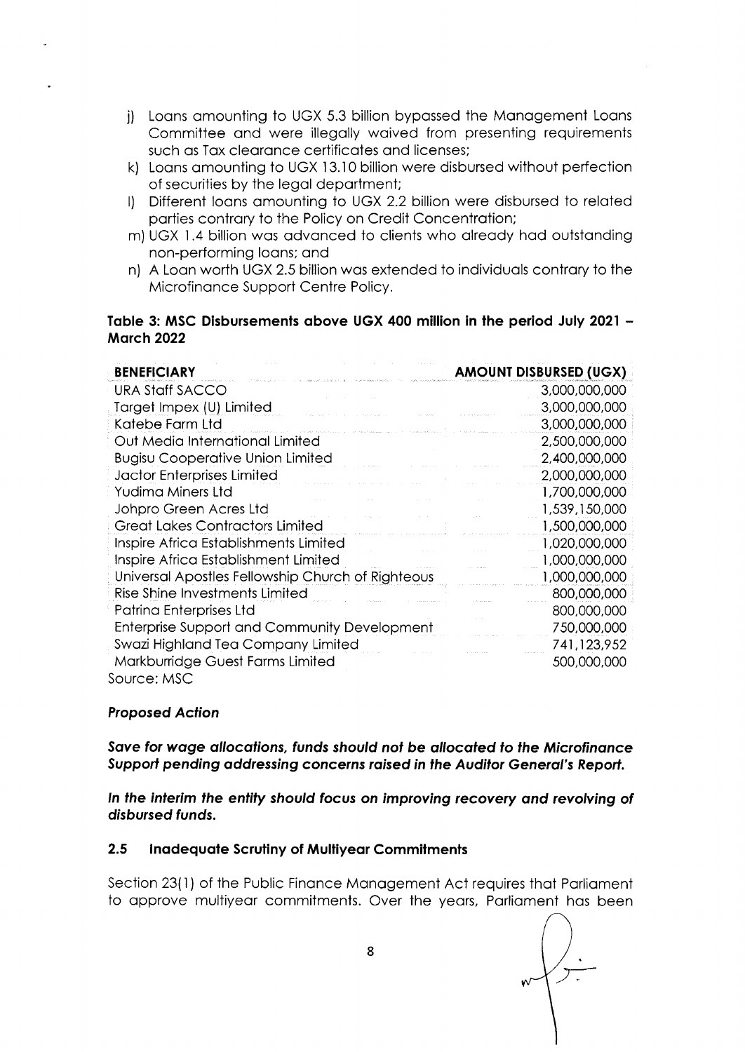j) Loans amounting to UGX 5.3 billion bypassed the Management Loans Committee and were illegally waived from presenting requirements such as Tax clearance certificates and licenses;
k) Loans amounting to UGX 13.10 billion were disbursed without perfection of securities by the legal department;
l) Different loans amounting to UGX 2.2 billion were disbursed to related parties contrary to the Policy on Credit Concentration;
m) UGX 1.4 billion was advanced to clients who already had outstanding non-performing loans; and
n) A Loan worth UGX 2.5 billion was extended to individuals contrary to the Microfinance Support Centre Policy.

**Table 3: MSC Disbursements above UGX 400 million in the period July 2021 – March 2022**

| BENEFICIARY | AMOUNT DISBURSED (UGX) |
|---|---:|
| URA Staff SACCO | 3,000,000,000 |
| Target Impex (U) Limited | 3,000,000,000 |
| Katebe Farm Ltd | 3,000,000,000 |
| Out Media International Limited | 2,500,000,000 |
| Bugisu Cooperative Union Limited | 2,400,000,000 |
| Jactor Enterprises Limited | 2,000,000,000 |
| Yudima Miners Ltd | 1,700,000,000 |
| Johpro Green Acres Ltd | 1,539,150,000 |
| Great Lakes Contractors Limited | 1,500,000,000 |
| Inspire Africa Establishments Limited | 1,020,000,000 |
| Inspire Africa Establishment Limited | 1,000,000,000 |
| Universal Apostles Fellowship Church of Righteous | 1,000,000,000 |
| Rise Shine Investments Limited | 800,000,000 |
| Patrina Enterprises Ltd | 800,000,000 |
| Enterprise Support and Community Development | 750,000,000 |
| Swazi Highland Tea Company Limited | 741,123,952 |
| Markburridge Guest Farms Limited | 500,000,000 |

Source: MSC

***Proposed Action***

***Save for wage allocations, funds should not be allocated to the Microfinance Support pending addressing concerns raised in the Auditor General's Report.***

***In the interim the entity should focus on improving recovery and revolving of disbursed funds.***

### 2.5 Inadequate Scrutiny of Multiyear Commitments

Section 23(1) of the Public Finance Management Act requires that Parliament to approve multiyear commitments. Over the years, Parliament has been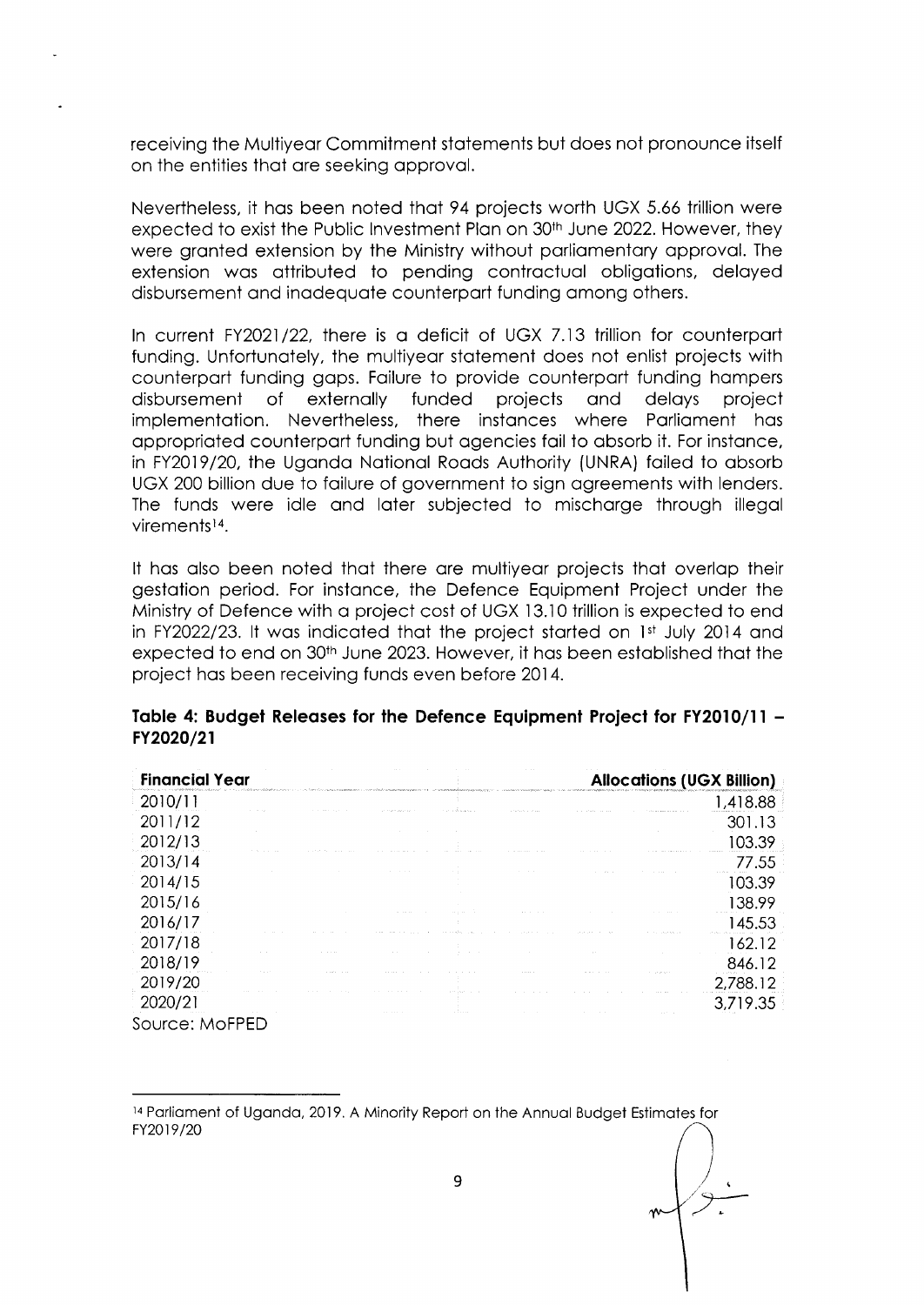receiving the Multiyear Commitment statements but does not pronounce itself on the entities that are seeking approval.

Nevertheless, it has been noted that 94 projects worth UGX 5.66 trillion were expected to exist the Public Investment Plan on 30th June 2022. However, they were granted extension by the Ministry without parliamentary approval. The extension was attributed to pending contractual obligations, delayed disbursement and inadequate counterpart funding among others.

In current FY2021/22, there is a deficit of UGX 7.13 trillion for counterpart funding. Unfortunately, the multiyear statement does not enlist projects with counterpart funding gaps. Failure to provide counterpart funding hampers disbursement of externally funded projects and delays project implementation. Nevertheless, there instances where Parliament has appropriated counterpart funding but agencies fail to absorb it. For instance, in FY2019/20, the Uganda National Roads Authority (UNRA) failed to absorb UGX 200 billion due to failure of government to sign agreements with lenders. The funds were idle and later subjected to mischarge through illegal virements[14].

It has also been noted that there are multiyear projects that overlap their gestation period. For instance, the Defence Equipment Project under the Ministry of Defence with a project cost of UGX 13.10 trillion is expected to end in FY2022/23. It was indicated that the project started on 1st July 2014 and expected to end on 30th June 2023. However, it has been established that the project has been receiving funds even before 2014.

**Table 4: Budget Releases for the Defence Equipment Project for FY2010/11 – FY2020/21**

| Financial Year | Allocations (UGX Billion) |
|---|---|
| 2010/11 | 1,418.88 |
| 2011/12 | 301.13 |
| 2012/13 | 103.39 |
| 2013/14 | 77.55 |
| 2014/15 | 103.39 |
| 2015/16 | 138.99 |
| 2016/17 | 145.53 |
| 2017/18 | 162.12 |
| 2018/19 | 846.12 |
| 2019/20 | 2,788.12 |
| 2020/21 | 3,719.35 |

Source: MoFPED

---

[14] Parliament of Uganda, 2019. A Minority Report on the Annual Budget Estimates for FY2019/20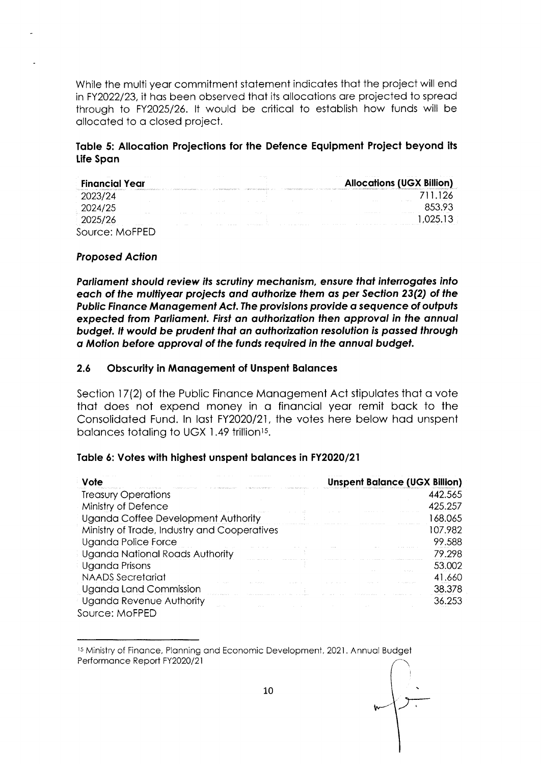While the multi year commitment statement indicates that the project will end in FY2022/23, it has been observed that its allocations are projected to spread through to FY2025/26. It would be critical to establish how funds will be allocated to a closed project.

**Table 5: Allocation Projections for the Defence Equipment Project beyond its Life Span**

| Financial Year | Allocations (UGX Billion) |
|---|---|
| 2023/24 | 711.126 |
| 2024/25 | 853.93 |
| 2025/26 | 1,025.13 |

Source: MoFPED

***Proposed Action***

***Parliament should review its scrutiny mechanism, ensure that interrogates into each of the multiyear projects and authorize them as per Section 23(2) of the Public Finance Management Act. The provisions provide a sequence of outputs expected from Parliament. First an authorization then approval in the annual budget. It would be prudent that an authorization resolution is passed through a Motion before approval of the funds required in the annual budget.***

### 2.6 Obscurity in Management of Unspent Balances

Section 17(2) of the Public Finance Management Act stipulates that a vote that does not expend money in a financial year remit back to the Consolidated Fund. In last FY2020/21, the votes here below had unspent balances totaling to UGX 1.49 trillion[15].

**Table 6: Votes with highest unspent balances in FY2020/21**

| Vote | Unspent Balance (UGX Billion) |
|---|---|
| Treasury Operations | 442.565 |
| Ministry of Defence | 425.257 |
| Uganda Coffee Development Authority | 168.065 |
| Ministry of Trade, Industry and Cooperatives | 107.982 |
| Uganda Police Force | 99.588 |
| Uganda National Roads Authority | 79.298 |
| Uganda Prisons | 53.002 |
| NAADS Secretariat | 41.660 |
| Uganda Land Commission | 38.378 |
| Uganda Revenue Authority | 36.253 |

Source: MoFPED

[15] Ministry of Finance, Planning and Economic Development, 2021. Annual Budget Performance Report FY2020/21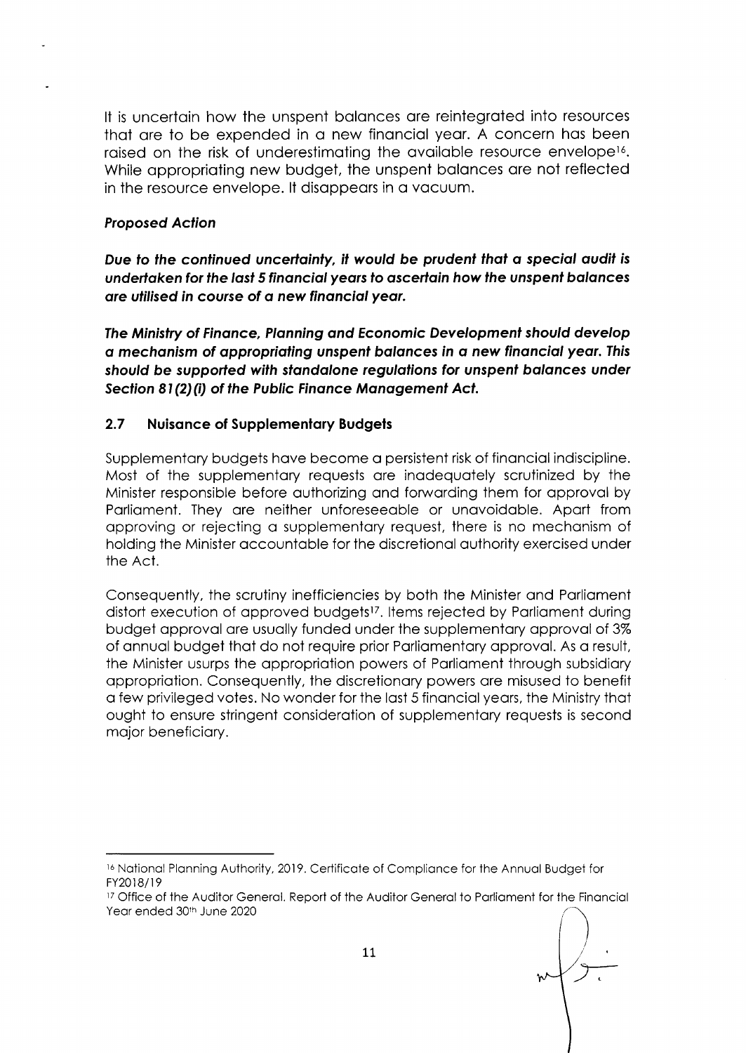It is uncertain how the unspent balances are reintegrated into resources that are to be expended in a new financial year. A concern has been raised on the risk of underestimating the available resource envelope[16]. While appropriating new budget, the unspent balances are not reflected in the resource envelope. It disappears in a vacuum.

***Proposed Action***

***Due to the continued uncertainty, it would be prudent that a special audit is undertaken for the last 5 financial years to ascertain how the unspent balances are utilised in course of a new financial year.***

***The Ministry of Finance, Planning and Economic Development should develop a mechanism of appropriating unspent balances in a new financial year. This should be supported with standalone regulations for unspent balances under Section 81(2)(i) of the Public Finance Management Act.***

### 2.7 Nuisance of Supplementary Budgets

Supplementary budgets have become a persistent risk of financial indiscipline. Most of the supplementary requests are inadequately scrutinized by the Minister responsible before authorizing and forwarding them for approval by Parliament. They are neither unforeseeable or unavoidable. Apart from approving or rejecting a supplementary request, there is no mechanism of holding the Minister accountable for the discretional authority exercised under the Act.

Consequently, the scrutiny inefficiencies by both the Minister and Parliament distort execution of approved budgets[17]. Items rejected by Parliament during budget approval are usually funded under the supplementary approval of 3% of annual budget that do not require prior Parliamentary approval. As a result, the Minister usurps the appropriation powers of Parliament through subsidiary appropriation. Consequently, the discretionary powers are misused to benefit a few privileged votes. No wonder for the last 5 financial years, the Ministry that ought to ensure stringent consideration of supplementary requests is second major beneficiary.

---

[16] National Planning Authority, 2019. Certificate of Compliance for the Annual Budget for FY2018/19

[17] Office of the Auditor General. Report of the Auditor General to Parliament for the Financial Year ended 30th June 2020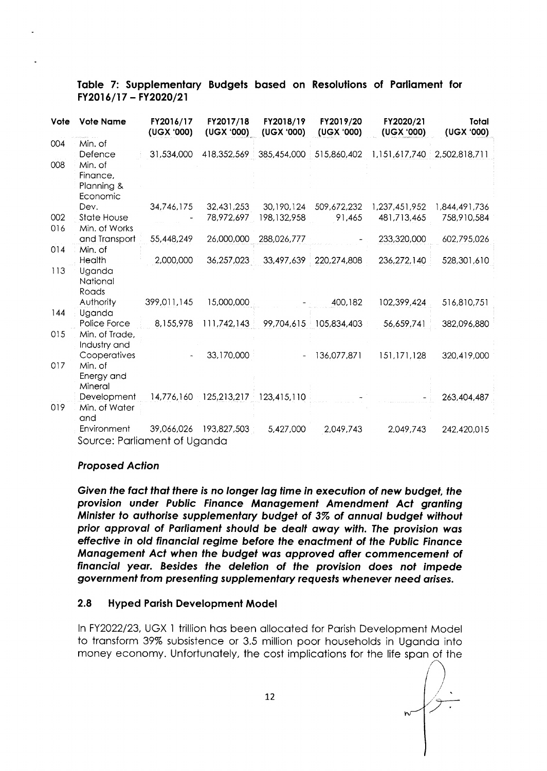**Table 7: Supplementary Budgets based on Resolutions of Parliament for FY2016/17 – FY2020/21**

| Vote | Vote Name | FY2016/17 (UGX '000) | FY2017/18 (UGX '000) | FY2018/19 (UGX '000) | FY2019/20 (UGX '000) | FY2020/21 (UGX '000) | Total (UGX '000) |
|---|---|---|---|---|---|---|---|
| 004 | Min. of Defence | 31,534,000 | 418,352,569 | 385,454,000 | 515,860,402 | 1,151,617,740 | 2,502,818,711 |
| 008 | Min. of Finance, Planning & Economic Dev. | 34,746,175 | 32,431,253 | 30,190,124 | 509,672,232 | 1,237,451,952 | 1,844,491,736 |
| 002 | State House | - | 78,972,697 | 198,132,958 | 91,465 | 481,713,465 | 758,910,584 |
| 016 | Min. of Works and Transport | 55,448,249 | 26,000,000 | 288,026,777 | - | 233,320,000 | 602,795,026 |
| 014 | Min. of Health | 2,000,000 | 36,257,023 | 33,497,639 | 220,274,808 | 236,272,140 | 528,301,610 |
| 113 | Uganda National Roads Authority | 399,011,145 | 15,000,000 | - | 400,182 | 102,399,424 | 516,810,751 |
| 144 | Uganda Police Force | 8,155,978 | 111,742,143 | 99,704,615 | 105,834,403 | 56,659,741 | 382,096,880 |
| 015 | Min. of Trade, Industry and Cooperatives | - | 33,170,000 | - | 136,077,871 | 151,171,128 | 320,419,000 |
| 017 | Min. of Energy and Mineral Development | 14,776,160 | 125,213,217 | 123,415,110 | - | - | 263,404,487 |
| 019 | Min. of Water and Environment | 39,066,026 | 193,827,503 | 5,427,000 | 2,049,743 | 2,049,743 | 242,420,015 |

Source: Parliament of Uganda

***Proposed Action***

***Given the fact that there is no longer lag time in execution of new budget, the provision under Public Finance Management Amendment Act granting Minister to authorise supplementary budget of 3% of annual budget without prior approval of Parliament should be dealt away with. The provision was effective in old financial regime before the enactment of the Public Finance Management Act when the budget was approved after commencement of financial year. Besides the deletion of the provision does not impede government from presenting supplementary requests whenever need arises.***

### 2.8 Hyped Parish Development Model

In FY2022/23, UGX 1 trillion has been allocated for Parish Development Model to transform 39% subsistence or 3.5 million poor households in Uganda into money economy. Unfortunately, the cost implications for the life span of the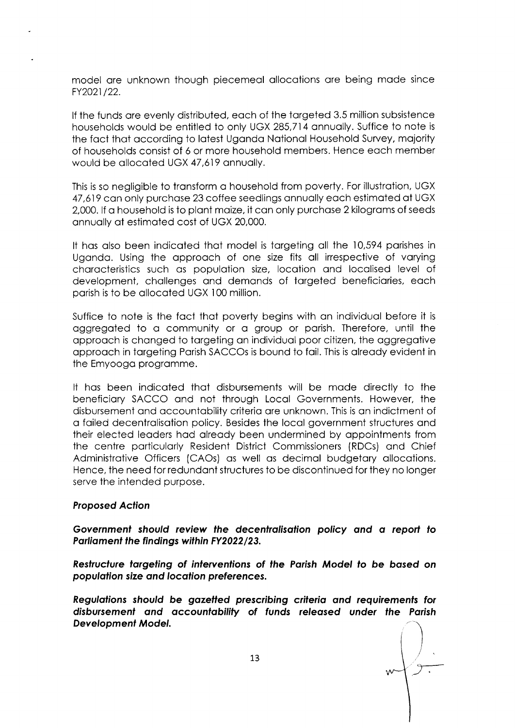model are unknown though piecemeal allocations are being made since FY2021/22.

If the funds are evenly distributed, each of the targeted 3.5 million subsistence households would be entitled to only UGX 285,714 annually. Suffice to note is the fact that according to latest Uganda National Household Survey, majority of households consist of 6 or more household members. Hence each member would be allocated UGX 47,619 annually.

This is so negligible to transform a household from poverty. For illustration, UGX 47,619 can only purchase 23 coffee seedlings annually each estimated at UGX 2,000. If a household is to plant maize, it can only purchase 2 kilograms of seeds annually at estimated cost of UGX 20,000.

It has also been indicated that model is targeting all the 10,594 parishes in Uganda. Using the approach of one size fits all irrespective of varying characteristics such as population size, location and localised level of development, challenges and demands of targeted beneficiaries, each parish is to be allocated UGX 100 million.

Suffice to note is the fact that poverty begins with an individual before it is aggregated to a community or a group or parish. Therefore, until the approach is changed to targeting an individual poor citizen, the aggregative approach in targeting Parish SACCOs is bound to fail. This is already evident in the Emyooga programme.

It has been indicated that disbursements will be made directly to the beneficiary SACCO and not through Local Governments. However, the disbursement and accountability criteria are unknown. This is an indictment of a failed decentralisation policy. Besides the local government structures and their elected leaders had already been undermined by appointments from the centre particularly Resident District Commissioners (RDCs) and Chief Administrative Officers (CAOs) as well as decimal budgetary allocations. Hence, the need for redundant structures to be discontinued for they no longer serve the intended purpose.

***Proposed Action***

***Government should review the decentralisation policy and a report to Parliament the findings within FY2022/23.***

***Restructure targeting of interventions of the Parish Model to be based on population size and location preferences.***

***Regulations should be gazetted prescribing criteria and requirements for disbursement and accountability of funds released under the Parish Development Model.***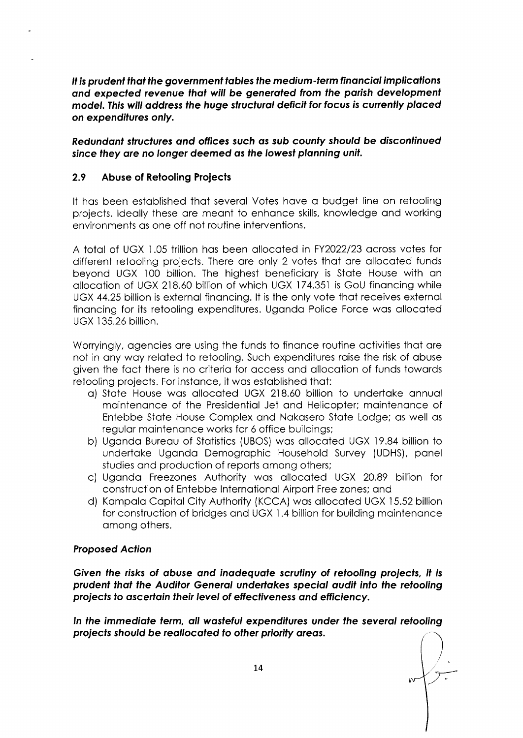***It is prudent that the government tables the medium-term financial implications and expected revenue that will be generated from the parish development model. This will address the huge structural deficit for focus is currently placed on expenditures only.***

***Redundant structures and offices such as sub county should be discontinued since they are no longer deemed as the lowest planning unit.***

### 2.9 Abuse of Retooling Projects

It has been established that several Votes have a budget line on retooling projects. Ideally these are meant to enhance skills, knowledge and working environments as one off not routine interventions.

A total of UGX 1.05 trillion has been allocated in FY2022/23 across votes for different retooling projects. There are only 2 votes that are allocated funds beyond UGX 100 billion. The highest beneficiary is State House with an allocation of UGX 218.60 billion of which UGX 174.351 is GoU financing while UGX 44.25 billion is external financing. It is the only vote that receives external financing for its retooling expenditures. Uganda Police Force was allocated UGX 135.26 billion.

Worryingly, agencies are using the funds to finance routine activities that are not in any way related to retooling. Such expenditures raise the risk of abuse given the fact there is no criteria for access and allocation of funds towards retooling projects. For instance, it was established that:

a) State House was allocated UGX 218.60 billion to undertake annual maintenance of the Presidential Jet and Helicopter; maintenance of Entebbe State House Complex and Nakasero State Lodge; as well as regular maintenance works for 6 office buildings;
b) Uganda Bureau of Statistics (UBOS) was allocated UGX 19.84 billion to undertake Uganda Demographic Household Survey (UDHS), panel studies and production of reports among others;
c) Uganda Freezones Authority was allocated UGX 20.89 billion for construction of Entebbe International Airport Free zones; and
d) Kampala Capital City Authority (KCCA) was allocated UGX 15.52 billion for construction of bridges and UGX 1.4 billion for building maintenance among others.

***Proposed Action***

***Given the risks of abuse and inadequate scrutiny of retooling projects, it is prudent that the Auditor General undertakes special audit into the retooling projects to ascertain their level of effectiveness and efficiency.***

***In the immediate term, all wasteful expenditures under the several retooling projects should be reallocated to other priority areas.***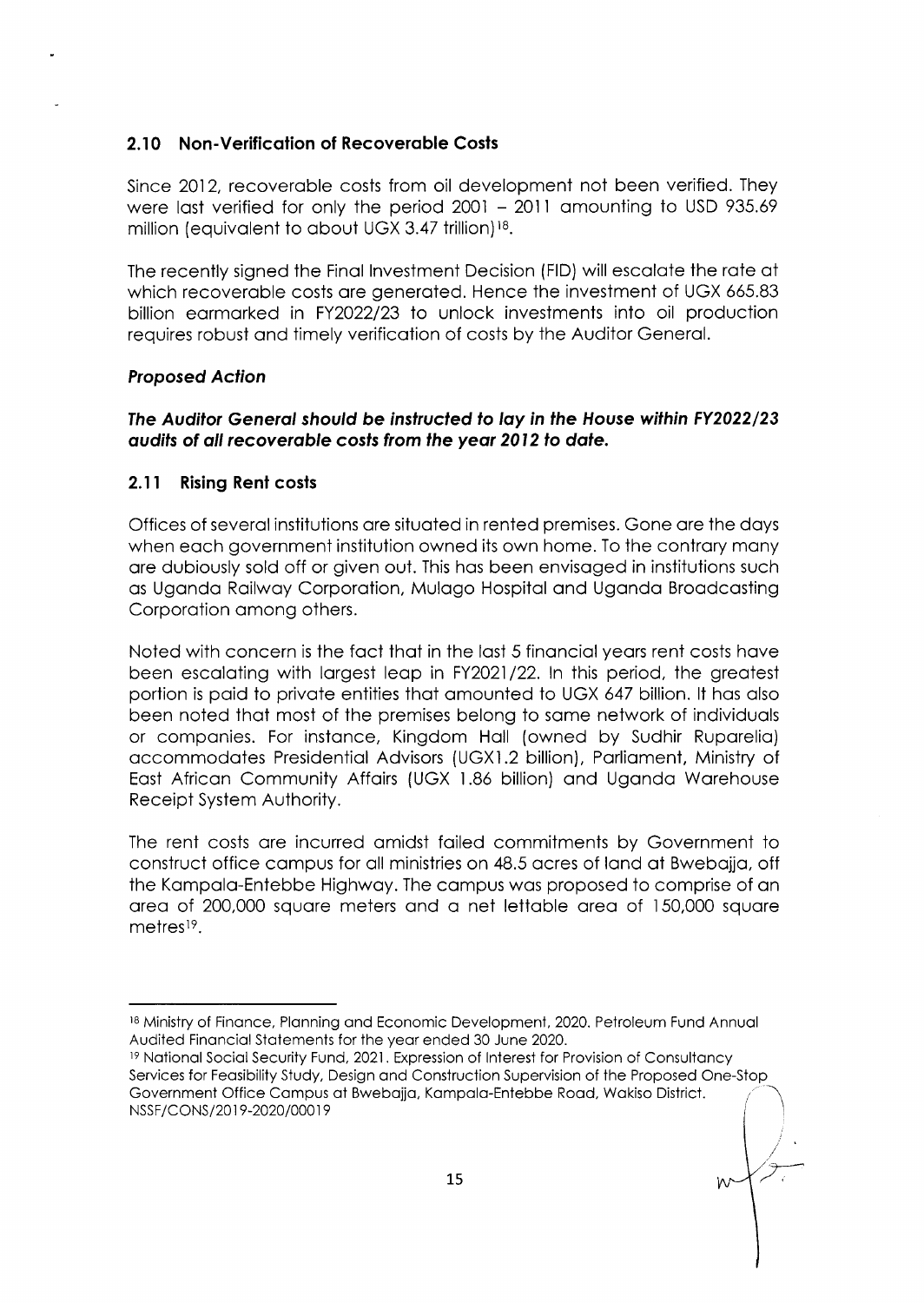## 2.10 Non-Verification of Recoverable Costs

Since 2012, recoverable costs from oil development not been verified. They were last verified for only the period 2001 – 2011 amounting to USD 935.69 million (equivalent to about UGX 3.47 trillion)[18].

The recently signed the Final Investment Decision (FID) will escalate the rate at which recoverable costs are generated. Hence the investment of UGX 665.83 billion earmarked in FY2022/23 to unlock investments into oil production requires robust and timely verification of costs by the Auditor General.

### *Proposed Action*

***The Auditor General should be instructed to lay in the House within FY2022/23 audits of all recoverable costs from the year 2012 to date.***

## 2.11 Rising Rent costs

Offices of several institutions are situated in rented premises. Gone are the days when each government institution owned its own home. To the contrary many are dubiously sold off or given out. This has been envisaged in institutions such as Uganda Railway Corporation, Mulago Hospital and Uganda Broadcasting Corporation among others.

Noted with concern is the fact that in the last 5 financial years rent costs have been escalating with largest leap in FY2021/22. In this period, the greatest portion is paid to private entities that amounted to UGX 647 billion. It has also been noted that most of the premises belong to same network of individuals or companies. For instance, Kingdom Hall (owned by Sudhir Ruparelia) accommodates Presidential Advisors (UGX1.2 billion), Parliament, Ministry of East African Community Affairs (UGX 1.86 billion) and Uganda Warehouse Receipt System Authority.

The rent costs are incurred amidst failed commitments by Government to construct office campus for all ministries on 48.5 acres of land at Bwebajja, off the Kampala-Entebbe Highway. The campus was proposed to comprise of an area of 200,000 square meters and a net lettable area of 150,000 square metres[19].

---

[18] Ministry of Finance, Planning and Economic Development, 2020. Petroleum Fund Annual Audited Financial Statements for the year ended 30 June 2020.

[19] National Social Security Fund, 2021. Expression of Interest for Provision of Consultancy Services for Feasibility Study, Design and Construction Supervision of the Proposed One-Stop Government Office Campus at Bwebajja, Kampala-Entebbe Road, Wakiso District. NSSF/CONS/2019-2020/00019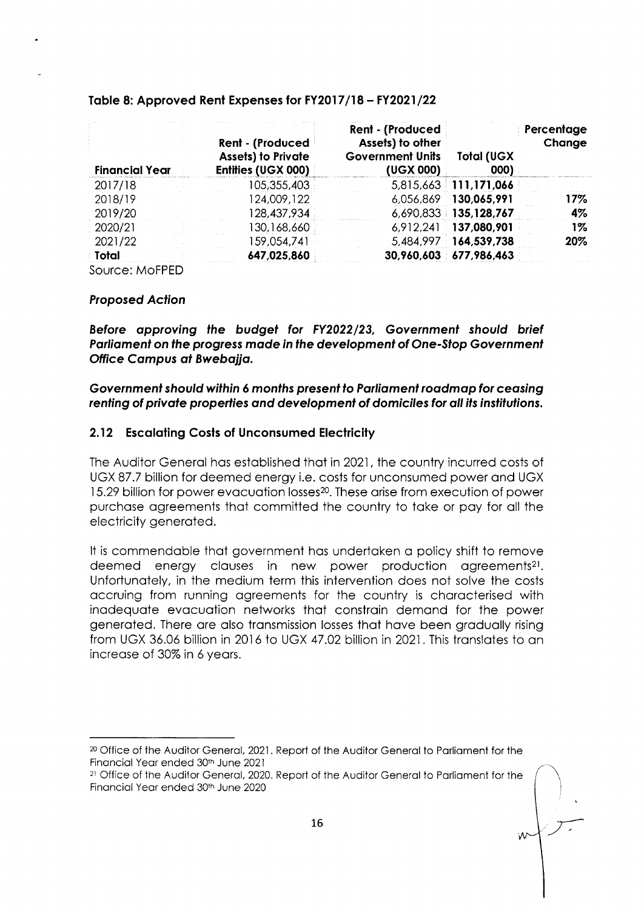**Table 8: Approved Rent Expenses for FY2017/18 – FY2021/22**

| Financial Year | Rent - (Produced Assets) to Private Entities (UGX 000) | Rent - (Produced Assets) to other Government Units (UGX 000) | Total (UGX 000) | Percentage Change |
|---|---|---|---|---|
| 2017/18 | 105,355,403 | 5,815,663 | **111,171,066** | |
| 2018/19 | 124,009,122 | 6,056,869 | **130,065,991** | **17%** |
| 2019/20 | 128,437,934 | 6,690,833 | **135,128,767** | **4%** |
| 2020/21 | 130,168,660 | 6,912,241 | **137,080,901** | **1%** |
| 2021/22 | 159,054,741 | 5,484,997 | **164,539,738** | **20%** |
| **Total** | **647,025,860** | **30,960,603** | **677,986,463** | |

Source: MoFPED

***Proposed Action***

***Before approving the budget for FY2022/23, Government should brief Parliament on the progress made in the development of One-Stop Government Office Campus at Bwebajja.***

***Government should within 6 months present to Parliament roadmap for ceasing renting of private properties and development of domiciles for all its institutions.***

### 2.12 Escalating Costs of Unconsumed Electricity

The Auditor General has established that in 2021, the country incurred costs of UGX 87.7 billion for deemed energy i.e. costs for unconsumed power and UGX 15.29 billion for power evacuation losses[20]. These arise from execution of power purchase agreements that committed the country to take or pay for all the electricity generated.

It is commendable that government has undertaken a policy shift to remove deemed energy clauses in new power production agreements[21]. Unfortunately, in the medium term this intervention does not solve the costs accruing from running agreements for the country is characterised with inadequate evacuation networks that constrain demand for the power generated. There are also transmission losses that have been gradually rising from UGX 36.06 billion in 2016 to UGX 47.02 billion in 2021. This translates to an increase of 30% in 6 years.

---

[20] Office of the Auditor General, 2021. Report of the Auditor General to Parliament for the Financial Year ended 30th June 2021

[21] Office of the Auditor General, 2020. Report of the Auditor General to Parliament for the Financial Year ended 30th June 2020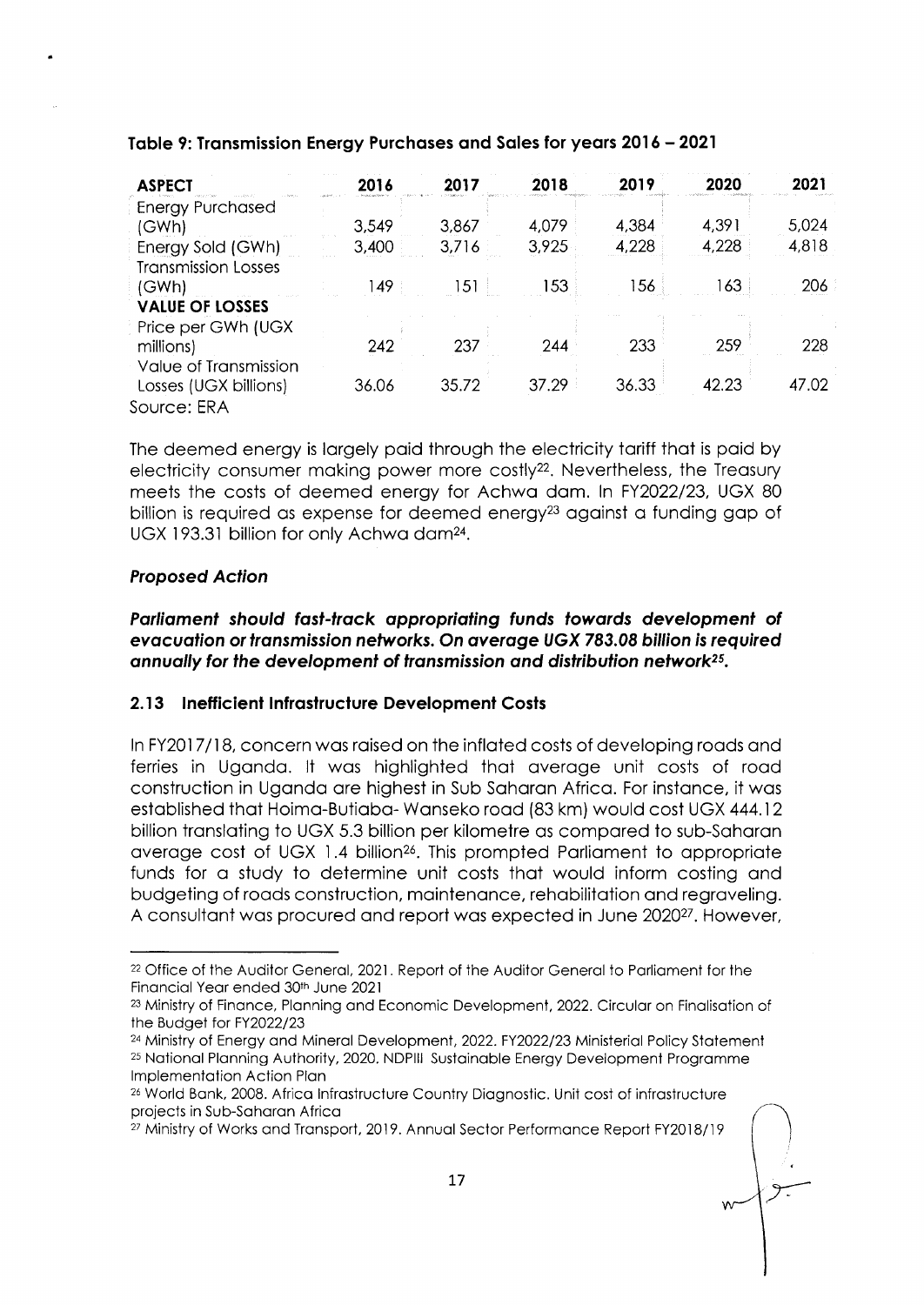**Table 9: Transmission Energy Purchases and Sales for years 2016 – 2021**

| ASPECT | 2016 | 2017 | 2018 | 2019 | 2020 | 2021 |
|---|---|---|---|---|---|---|
| Energy Purchased (GWh) | 3,549 | 3,867 | 4,079 | 4,384 | 4,391 | 5,024 |
| Energy Sold (GWh) | 3,400 | 3,716 | 3,925 | 4,228 | 4,228 | 4,818 |
| Transmission Losses (GWh) | 149 | 151 | 153 | 156 | 163 | 206 |
| **VALUE OF LOSSES** | | | | | | |
| Price per GWh (UGX millions) | 242 | 237 | 244 | 233 | 259 | 228 |
| Value of Transmission Losses (UGX billions) | 36.06 | 35.72 | 37.29 | 36.33 | 42.23 | 47.02 |

Source: ERA

The deemed energy is largely paid through the electricity tariff that is paid by electricity consumer making power more costly[22]. Nevertheless, the Treasury meets the costs of deemed energy for Achwa dam. In FY2022/23, UGX 80 billion is required as expense for deemed energy[23] against a funding gap of UGX 193.31 billion for only Achwa dam[24].

### *Proposed Action*

***Parliament should fast-track appropriating funds towards development of evacuation or transmission networks. On average UGX 783.08 billion is required annually for the development of transmission and distribution network[25].***

### 2.13 Inefficient Infrastructure Development Costs

In FY2017/18, concern was raised on the inflated costs of developing roads and ferries in Uganda. It was highlighted that average unit costs of road construction in Uganda are highest in Sub Saharan Africa. For instance, it was established that Hoima-Butiaba- Wanseko road (83 km) would cost UGX 444.12 billion translating to UGX 5.3 billion per kilometre as compared to sub-Saharan average cost of UGX 1.4 billion[26]. This prompted Parliament to appropriate funds for a study to determine unit costs that would inform costing and budgeting of roads construction, maintenance, rehabilitation and regraveling. A consultant was procured and report was expected in June 2020[27]. However,

---

[22] Office of the Auditor General, 2021. Report of the Auditor General to Parliament for the Financial Year ended 30th June 2021

[23] Ministry of Finance, Planning and Economic Development, 2022. Circular on Finalisation of the Budget for FY2022/23

[24] Ministry of Energy and Mineral Development, 2022. FY2022/23 Ministerial Policy Statement

[25] National Planning Authority, 2020. NDPIII Sustainable Energy Development Programme Implementation Action Plan

[26] World Bank, 2008. Africa Infrastructure Country Diagnostic. Unit cost of infrastructure projects in Sub-Saharan Africa

[27] Ministry of Works and Transport, 2019. Annual Sector Performance Report FY2018/19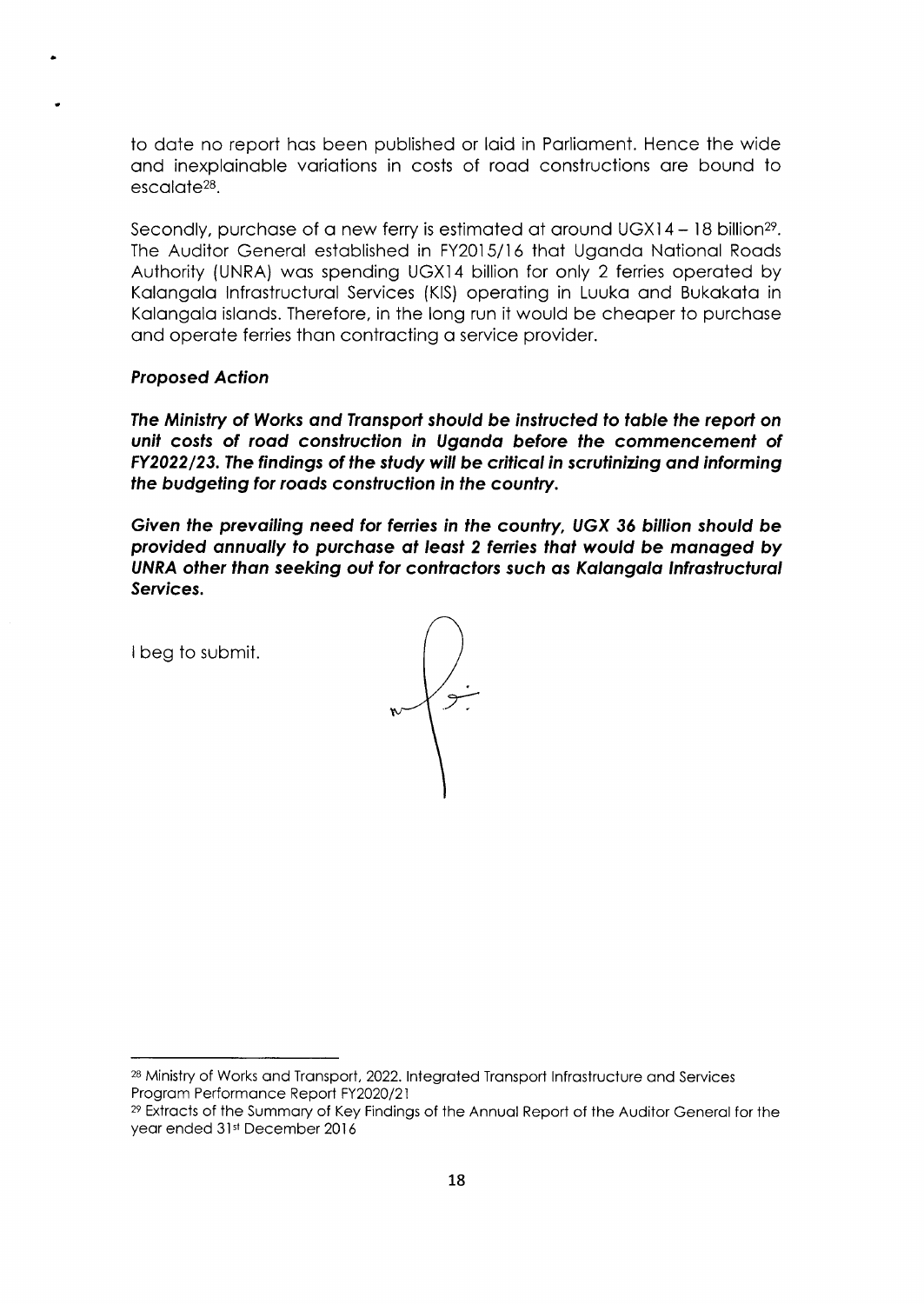to date no report has been published or laid in Parliament. Hence the wide and inexplainable variations in costs of road constructions are bound to escalate[28].

Secondly, purchase of a new ferry is estimated at around UGX14 – 18 billion[29]. The Auditor General established in FY2015/16 that Uganda National Roads Authority (UNRA) was spending UGX14 billion for only 2 ferries operated by Kalangala Infrastructural Services (KIS) operating in Luuka and Bukakata in Kalangala islands. Therefore, in the long run it would be cheaper to purchase and operate ferries than contracting a service provider.

***Proposed Action***

***The Ministry of Works and Transport should be instructed to table the report on unit costs of road construction in Uganda before the commencement of FY2022/23. The findings of the study will be critical in scrutinizing and informing the budgeting for roads construction in the country.***

***Given the prevailing need for ferries in the country, UGX 36 billion should be provided annually to purchase at least 2 ferries that would be managed by UNRA other than seeking out for contractors such as Kalangala Infrastructural Services.***

I beg to submit.

---

[28] Ministry of Works and Transport, 2022. Integrated Transport Infrastructure and Services Program Performance Report FY2020/21

[29] Extracts of the Summary of Key Findings of the Annual Report of the Auditor General for the year ended 31st December 2016